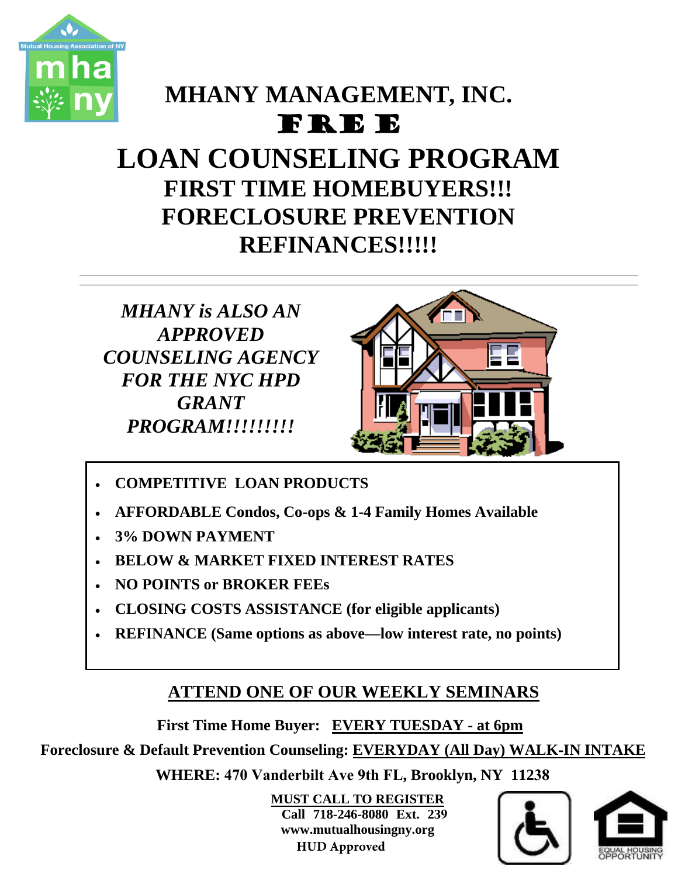# MHANY MANAGEMENT, INC.

# FREE

# LOAN COUNSELING PROGRAM

## FIRST TIME HOMEBUYERS!!!

## FORECLOSURE PREVENTION

## REFINANCES!!!!!

---

***MHANY is ALSO AN APPROVED COUNSELING AGENCY FOR THE NYC HPD GRANT PROGRAM!!!!!!!!!***

- **COMPETITIVE LOAN PRODUCTS**
- **AFFORDABLE Condos, Co-ops & 1-4 Family Homes Available**
- **3% DOWN PAYMENT**
- **BELOW & MARKET FIXED INTEREST RATES**
- **NO POINTS or BROKER FEEs**
- **CLOSING COSTS ASSISTANCE (for eligible applicants)**
- **REFINANCE (Same options as above—low interest rate, no points)**

## ATTEND ONE OF OUR WEEKLY SEMINARS

**First Time Home Buyer: EVERY TUESDAY - at 6pm**

**Foreclosure & Default Prevention Counseling: EVERYDAY (All Day) WALK-IN INTAKE**

**WHERE: 470 Vanderbilt Ave 9th FL, Brooklyn, NY 11238**

**MUST CALL TO REGISTER**

**Call 718-246-8080 Ext. 239**

**www.mutualhousingny.org**

**HUD Approved**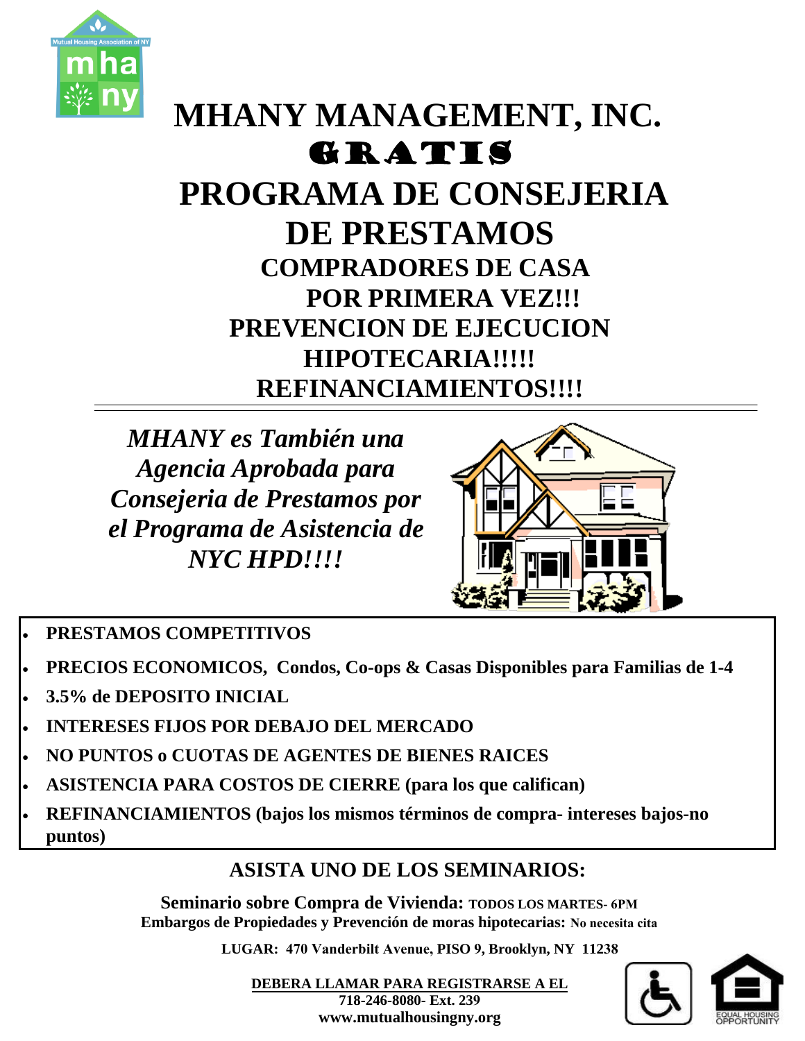# MHANY MANAGEMENT, INC.

## GRATIS

# PROGRAMA DE CONSEJERIA DE PRESTAMOS

## COMPRADORES DE CASA POR PRIMERA VEZ!!!

## PREVENCION DE EJECUCION HIPOTECARIA!!!!!

## REFINANCIAMIENTOS!!!!

***MHANY es También una Agencia Aprobada para Consejeria de Prestamos por el Programa de Asistencia de NYC HPD!!!!***

- **PRESTAMOS COMPETITIVOS**
- **PRECIOS ECONOMICOS, Condos, Co-ops & Casas Disponibles para Familias de 1-4**
- **3.5% de DEPOSITO INICIAL**
- **INTERESES FIJOS POR DEBAJO DEL MERCADO**
- **NO PUNTOS o CUOTAS DE AGENTES DE BIENES RAICES**
- **ASISTENCIA PARA COSTOS DE CIERRE (para los que califican)**
- **REFINANCIAMIENTOS (bajos los mismos términos de compra- intereses bajos-no puntos)**

## ASISTA UNO DE LOS SEMINARIOS:

**Seminario sobre Compra de Vivienda: TODOS LOS MARTES- 6PM**
**Embargos de Propiedades y Prevención de moras hipotecarias: No necesita cita**

**LUGAR: 470 Vanderbilt Avenue, PISO 9, Brooklyn, NY 11238**

**DEBERA LLAMAR PARA REGISTRARSE A EL**
**718-246-8080- Ext. 239**
**www.mutualhousingny.org**